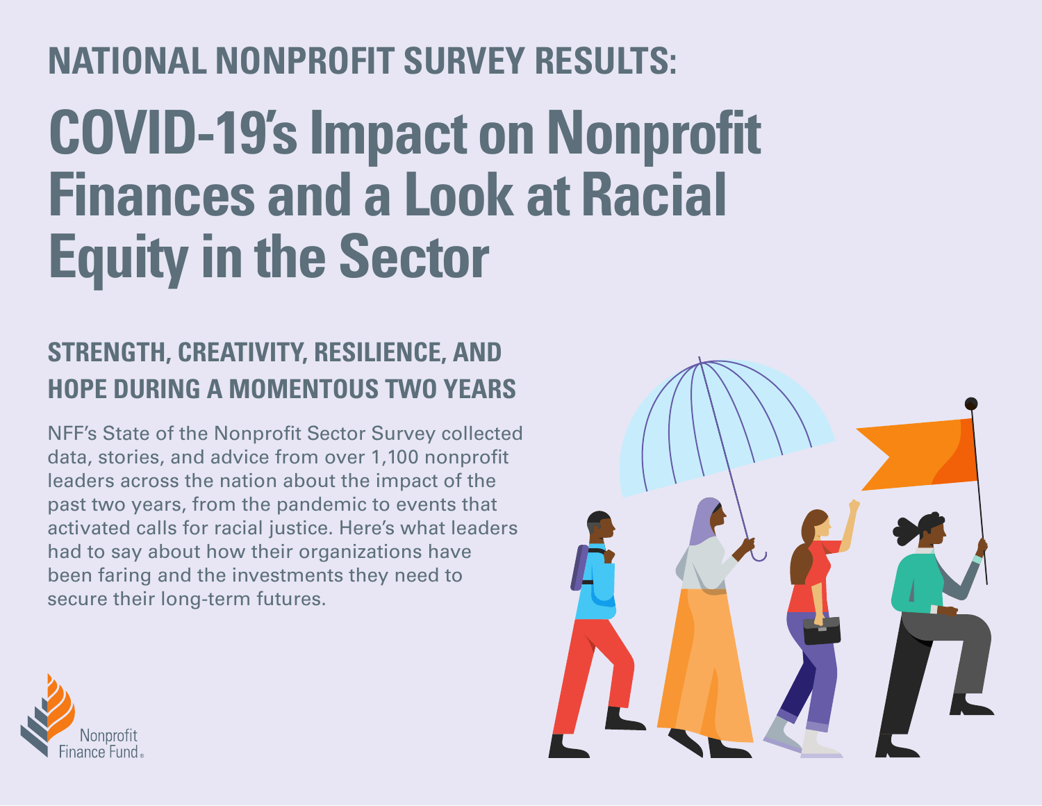## NATIONAL NONPROFIT SURVEY RESULTS:

# COVID-19's Impact on Nonprofit Finances and a Look at Racial Equity in the Sector

### STRENGTH, CREATIVITY, RESILIENCE, AND HOPE DURING A MOMENTOUS TWO YEARS

NFF's State of the Nonprofit Sector Survey collected data, stories, and advice from over 1,100 nonprofit leaders across the nation about the impact of the past two years, from the pandemic to events that activated calls for racial justice. Here's what leaders had to say about how their organizations have been faring and the investments they need to secure their long-term futures.

Nonprofit Finance Fund®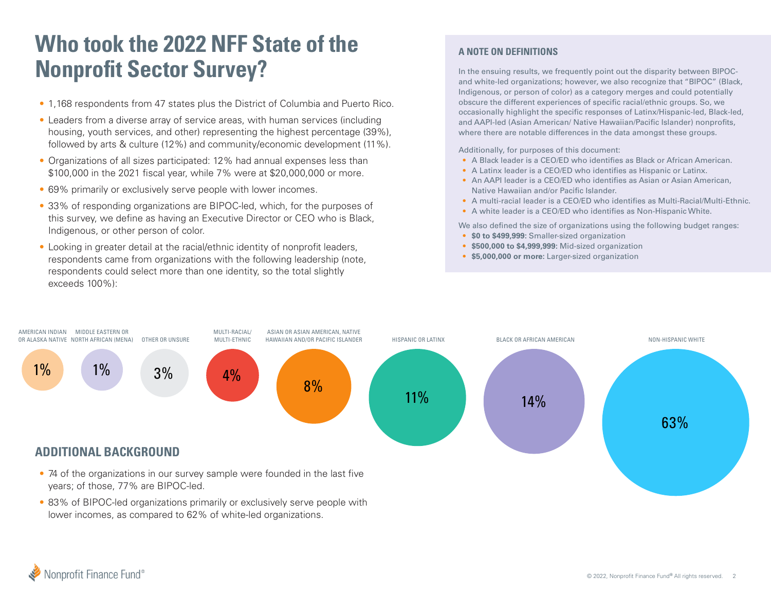# Who took the 2022 NFF State of the Nonprofit Sector Survey?

- 1,168 respondents from 47 states plus the District of Columbia and Puerto Rico.
- Leaders from a diverse array of service areas, with human services (including housing, youth services, and other) representing the highest percentage (39%), followed by arts & culture (12%) and community/economic development (11%).
- Organizations of all sizes participated: 12% had annual expenses less than $100,000 in the 2021 fiscal year, while 7% were at $20,000,000 or more.
- 69% primarily or exclusively serve people with lower incomes.
- 33% of responding organizations are BIPOC-led, which, for the purposes of this survey, we define as having an Executive Director or CEO who is Black, Indigenous, or other person of color.
- Looking in greater detail at the racial/ethnic identity of nonprofit leaders, respondents came from organizations with the following leadership (note, respondents could select more than one identity, so the total slightly exceeds 100%):

| Leadership identity | Percentage |
|---|---|
| American Indian or Alaska Native | 1% |
| Middle Eastern or North African (MENA) | 1% |
| Other or unsure | 3% |
| Multi-racial/Multi-ethnic | 4% |
| Asian or Asian American, Native Hawaiian and/or Pacific Islander | 8% |
| Hispanic or Latinx | 11% |
| Black or African American | 14% |
| Non-Hispanic White | 63% |

## A NOTE ON DEFINITIONS

In the ensuing results, we frequently point out the disparity between BIPOC- and white-led organizations; however, we also recognize that "BIPOC" (Black, Indigenous, or person of color) as a category merges and could potentially obscure the different experiences of specific racial/ethnic groups. So, we occasionally highlight the specific responses of Latinx/Hispanic-led, Black-led, and AAPI-led (Asian American/ Native Hawaiian/Pacific Islander) nonprofits, where there are notable differences in the data amongst these groups.

Additionally, for purposes of this document:

- A Black leader is a CEO/ED who identifies as Black or African American.
- A Latinx leader is a CEO/ED who identifies as Hispanic or Latinx.
- An AAPI leader is a CEO/ED who identifies as Asian or Asian American, Native Hawaiian and/or Pacific Islander.
- A multi-racial leader is a CEO/ED who identifies as Multi-Racial/Multi-Ethnic.
- A white leader is a CEO/ED who identifies as Non-Hispanic White.

We also defined the size of organizations using the following budget ranges:

- **$0 to $499,999:** Smaller-sized organization
- **$500,000 to $4,999,999:** Mid-sized organization
- **$5,000,000 or more:** Larger-sized organization

## ADDITIONAL BACKGROUND

- 74 of the organizations in our survey sample were founded in the last five years; of those, 77% are BIPOC-led.
- 83% of BIPOC-led organizations primarily or exclusively serve people with lower incomes, as compared to 62% of white-led organizations.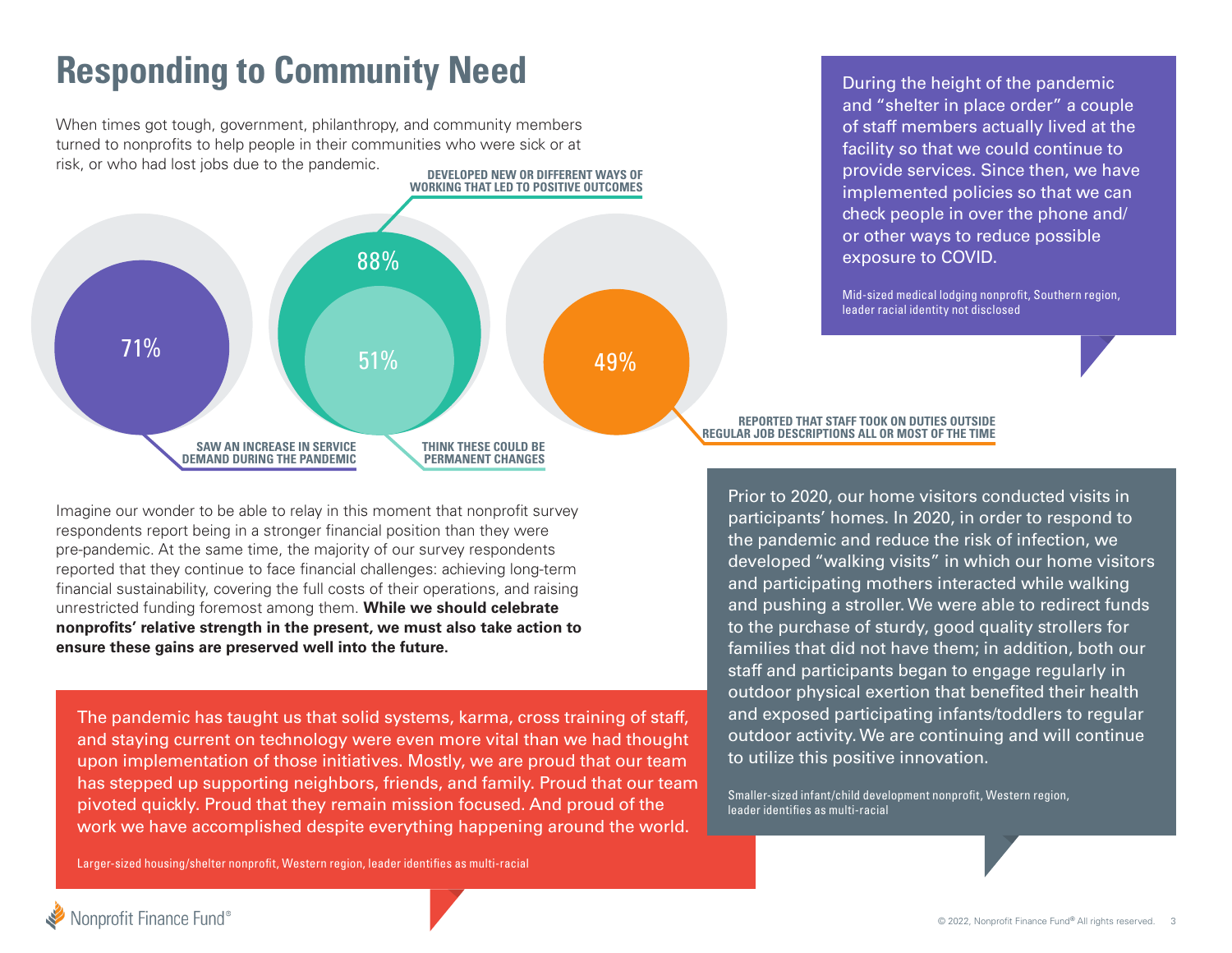# Responding to Community Need

When times got tough, government, philanthropy, and community members turned to nonprofits to help people in their communities who were sick or at risk, or who had lost jobs due to the pandemic.

- **71%** SAW AN INCREASE IN SERVICE DEMAND DURING THE PANDEMIC
- **88%** DEVELOPED NEW OR DIFFERENT WAYS OF WORKING THAT LED TO POSITIVE OUTCOMES
- **51%** THINK THESE COULD BE PERMANENT CHANGES
- **49%** REPORTED THAT STAFF TOOK ON DUTIES OUTSIDE REGULAR JOB DESCRIPTIONS ALL OR MOST OF THE TIME

> During the height of the pandemic and "shelter in place order" a couple of staff members actually lived at the facility so that we could continue to provide services. Since then, we have implemented policies so that we can check people in over the phone and/or other ways to reduce possible exposure to COVID.
>
> Mid-sized medical lodging nonprofit, Southern region, leader racial identity not disclosed

Imagine our wonder to be able to relay in this moment that nonprofit survey respondents report being in a stronger financial position than they were pre-pandemic. At the same time, the majority of our survey respondents reported that they continue to face financial challenges: achieving long-term financial sustainability, covering the full costs of their operations, and raising unrestricted funding foremost among them. **While we should celebrate nonprofits' relative strength in the present, we must also take action to ensure these gains are preserved well into the future.**

> Prior to 2020, our home visitors conducted visits in participants' homes. In 2020, in order to respond to the pandemic and reduce the risk of infection, we developed "walking visits" in which our home visitors and participating mothers interacted while walking and pushing a stroller. We were able to redirect funds to the purchase of sturdy, good quality strollers for families that did not have them; in addition, both our staff and participants began to engage regularly in outdoor physical exertion that benefited their health and exposed participating infants/toddlers to regular outdoor activity. We are continuing and will continue to utilize this positive innovation.
>
> Smaller-sized infant/child development nonprofit, Western region, leader identifies as multi-racial

> The pandemic has taught us that solid systems, karma, cross training of staff, and staying current on technology were even more vital than we had thought upon implementation of those initiatives. Mostly, we are proud that our team has stepped up supporting neighbors, friends, and family. Proud that our team pivoted quickly. Proud that they remain mission focused. And proud of the work we have accomplished despite everything happening around the world.
>
> Larger-sized housing/shelter nonprofit, Western region, leader identifies as multi-racial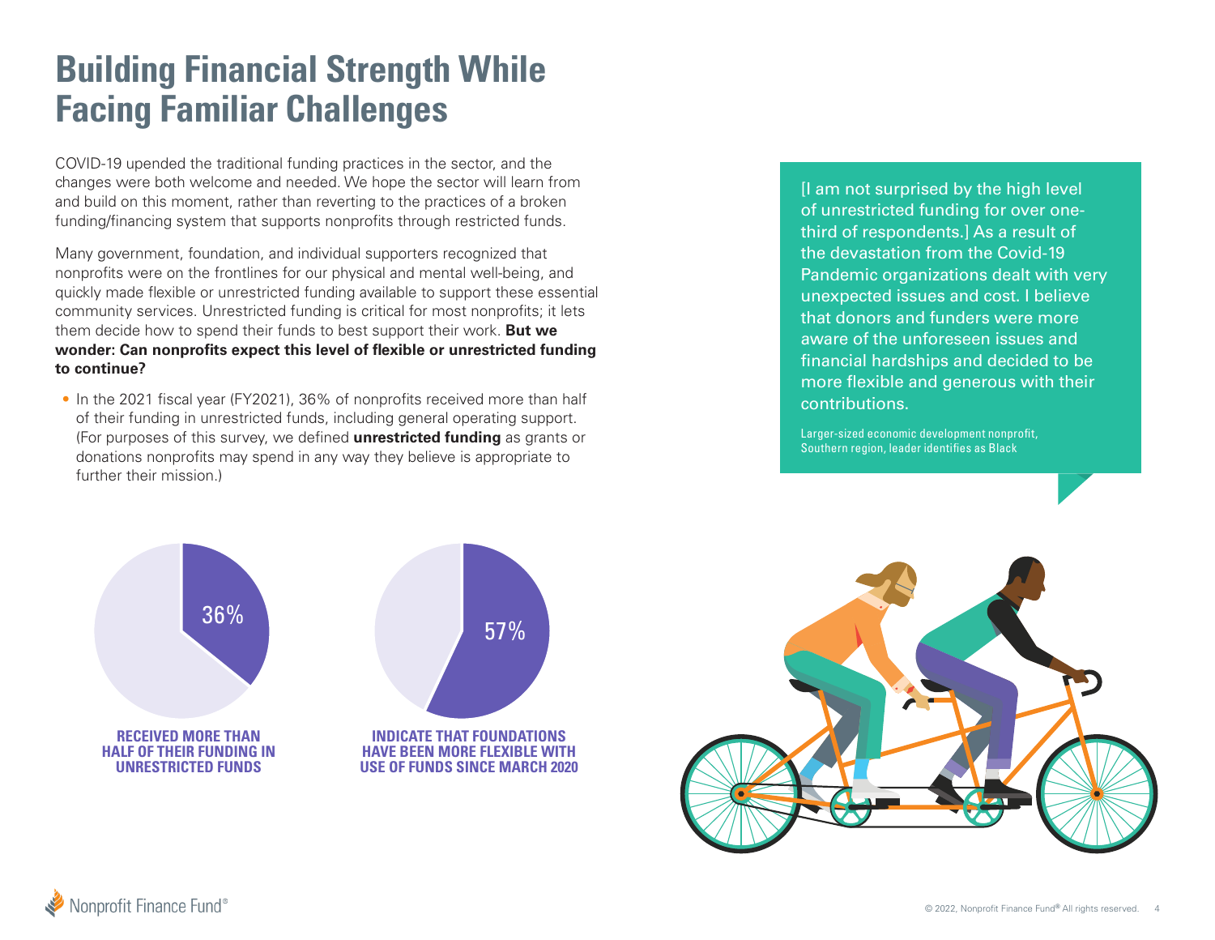# Building Financial Strength While Facing Familiar Challenges

COVID-19 upended the traditional funding practices in the sector, and the changes were both welcome and needed. We hope the sector will learn from and build on this moment, rather than reverting to the practices of a broken funding/financing system that supports nonprofits through restricted funds.

Many government, foundation, and individual supporters recognized that nonprofits were on the frontlines for our physical and mental well-being, and quickly made flexible or unrestricted funding available to support these essential community services. Unrestricted funding is critical for most nonprofits; it lets them decide how to spend their funds to best support their work. **But we wonder: Can nonprofits expect this level of flexible or unrestricted funding to continue?**

- In the 2021 fiscal year (FY2021), 36% of nonprofits received more than half of their funding in unrestricted funds, including general operating support. (For purposes of this survey, we defined **unrestricted funding** as grants or donations nonprofits may spend in any way they believe is appropriate to further their mission.)

> [I am not surprised by the high level of unrestricted funding for over one-third of respondents.] As a result of the devastation from the Covid-19 Pandemic organizations dealt with very unexpected issues and cost. I believe that donors and funders were more aware of the unforeseen issues and financial hardships and decided to be more flexible and generous with their contributions.
>
> Larger-sized economic development nonprofit, Southern region, leader identifies as Black

36%

**RECEIVED MORE THAN HALF OF THEIR FUNDING IN UNRESTRICTED FUNDS**

57%

**INDICATE THAT FOUNDATIONS HAVE BEEN MORE FLEXIBLE WITH USE OF FUNDS SINCE MARCH 2020**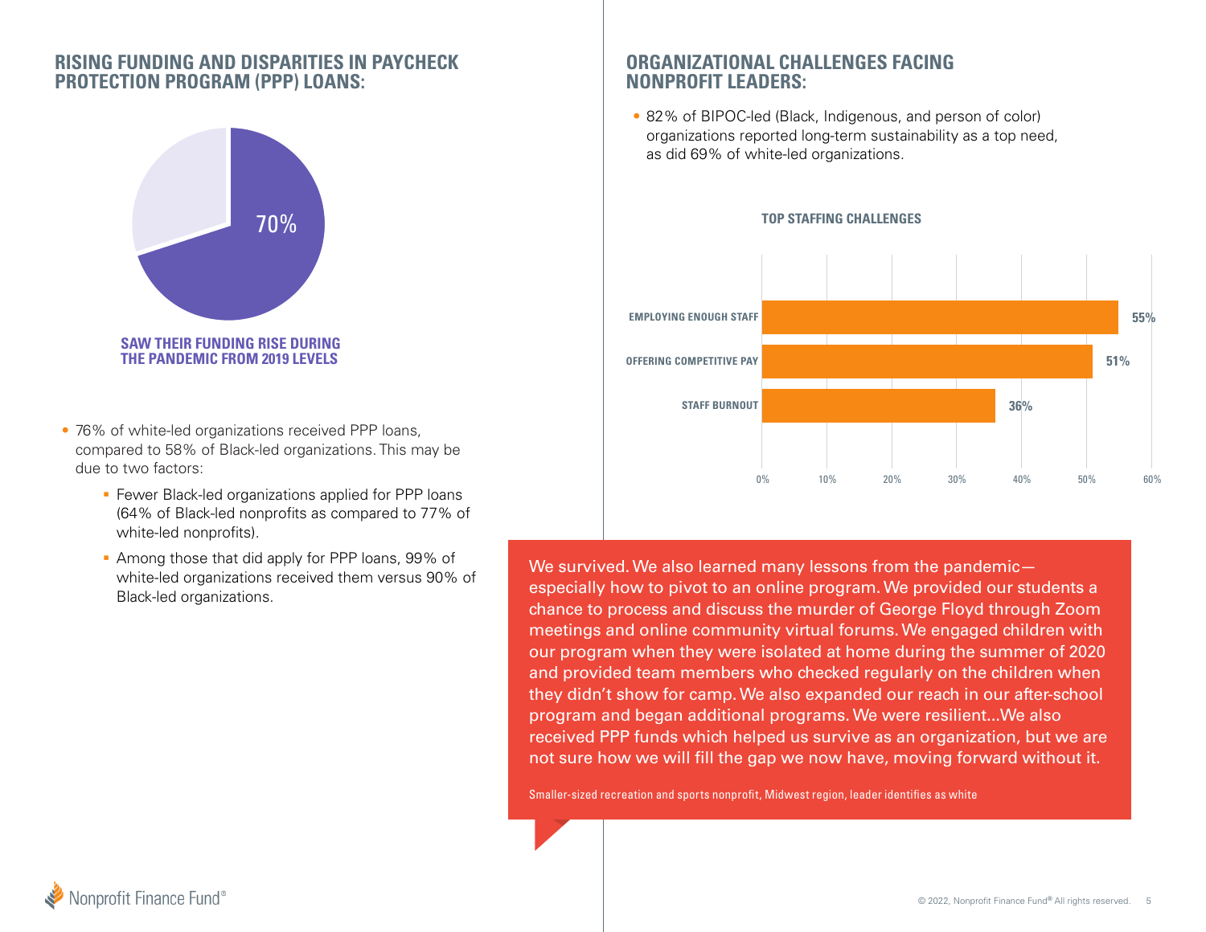## RISING FUNDING AND DISPARITIES IN PAYCHECK PROTECTION PROGRAM (PPP) LOANS:

70%

**SAW THEIR FUNDING RISE DURING THE PANDEMIC FROM 2019 LEVELS**

- 76% of white-led organizations received PPP loans, compared to 58% of Black-led organizations. This may be due to two factors:
  - Fewer Black-led organizations applied for PPP loans (64% of Black-led nonprofits as compared to 77% of white-led nonprofits).
  - Among those that did apply for PPP loans, 99% of white-led organizations received them versus 90% of Black-led organizations.

## ORGANIZATIONAL CHALLENGES FACING NONPROFIT LEADERS:

- 82% of BIPOC-led (Black, Indigenous, and person of color) organizations reported long-term sustainability as a top need, as did 69% of white-led organizations.

**TOP STAFFING CHALLENGES**

| Challenge | Percentage |
|---|---|
| EMPLOYING ENOUGH STAFF | 55% |
| OFFERING COMPETITIVE PAY | 51% |
| STAFF BURNOUT | 36% |

> We survived. We also learned many lessons from the pandemic—especially how to pivot to an online program. We provided our students a chance to process and discuss the murder of George Floyd through Zoom meetings and online community virtual forums. We engaged children with our program when they were isolated at home during the summer of 2020 and provided team members who checked regularly on the children when they didn't show for camp. We also expanded our reach in our after-school program and began additional programs. We were resilient...We also received PPP funds which helped us survive as an organization, but we are not sure how we will fill the gap we now have, moving forward without it.
>
> Smaller-sized recreation and sports nonprofit, Midwest region, leader identifies as white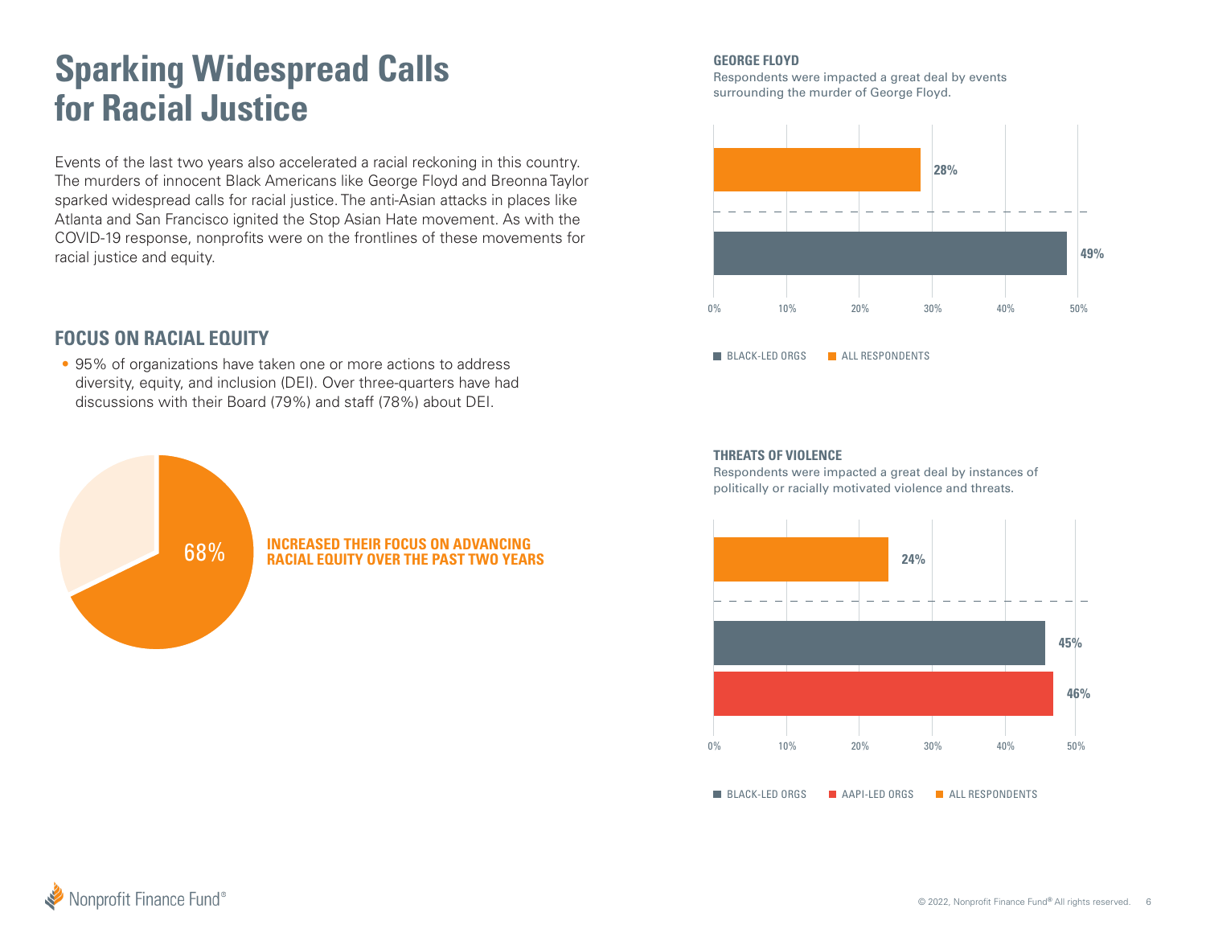# Sparking Widespread Calls for Racial Justice

Events of the last two years also accelerated a racial reckoning in this country. The murders of innocent Black Americans like George Floyd and Breonna Taylor sparked widespread calls for racial justice. The anti-Asian attacks in places like Atlanta and San Francisco ignited the Stop Asian Hate movement. As with the COVID-19 response, nonprofits were on the frontlines of these movements for racial justice and equity.

## FOCUS ON RACIAL EQUITY

- 95% of organizations have taken one or more actions to address diversity, equity, and inclusion (DEI). Over three-quarters have had discussions with their Board (79%) and staff (78%) about DEI.

68% INCREASED THEIR FOCUS ON ADVANCING RACIAL EQUITY OVER THE PAST TWO YEARS

### GEORGE FLOYD

Respondents were impacted a great deal by events surrounding the murder of George Floyd.

| Group | Percentage |
| --- | --- |
| ALL RESPONDENTS | 28% |
| BLACK-LED ORGS | 49% |

### THREATS OF VIOLENCE

Respondents were impacted a great deal by instances of politically or racially motivated violence and threats.

| Group | Percentage |
| --- | --- |
| ALL RESPONDENTS | 24% |
| BLACK-LED ORGS | 45% |
| AAPI-LED ORGS | 46% |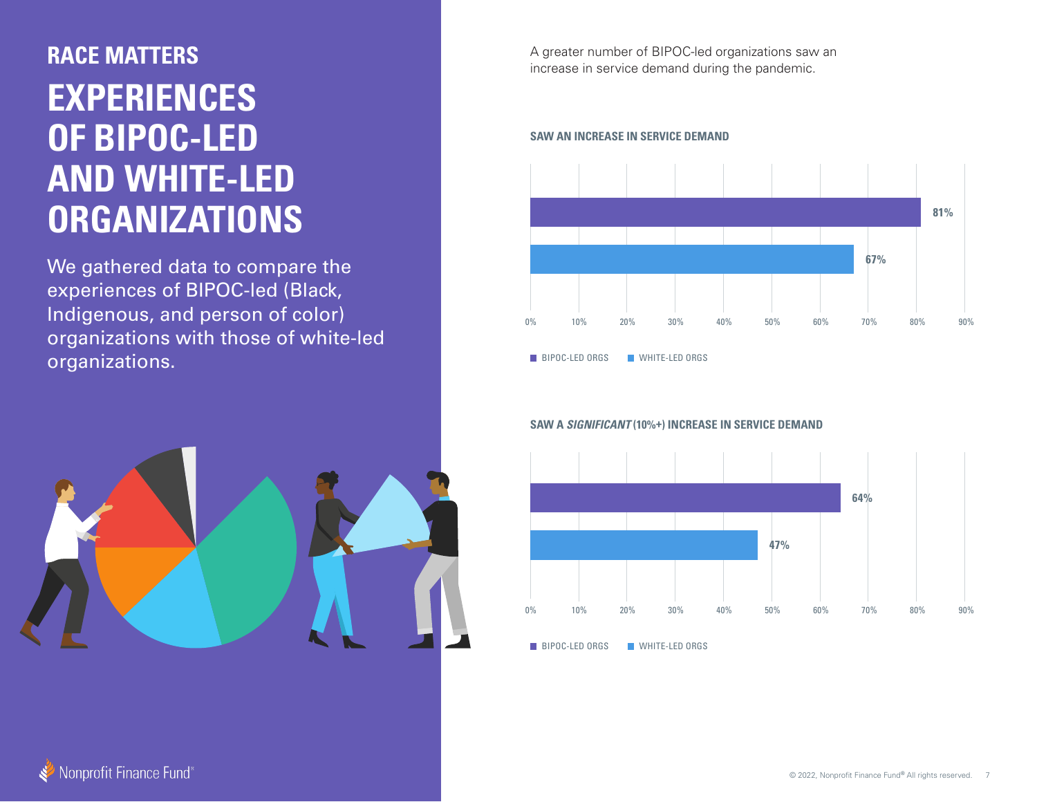## RACE MATTERS

# EXPERIENCES OF BIPOC-LED AND WHITE-LED ORGANIZATIONS

We gathered data to compare the experiences of BIPOC-led (Black, Indigenous, and person of color) organizations with those of white-led organizations.

A greater number of BIPOC-led organizations saw an increase in service demand during the pandemic.

**SAW AN INCREASE IN SERVICE DEMAND**

| | Percentage |
|---|---|
| BIPOC-LED ORGS | 81% |
| WHITE-LED ORGS | 67% |

**SAW A *SIGNIFICANT* (10%+) INCREASE IN SERVICE DEMAND**

| | Percentage |
|---|---|
| BIPOC-LED ORGS | 64% |
| WHITE-LED ORGS | 47% |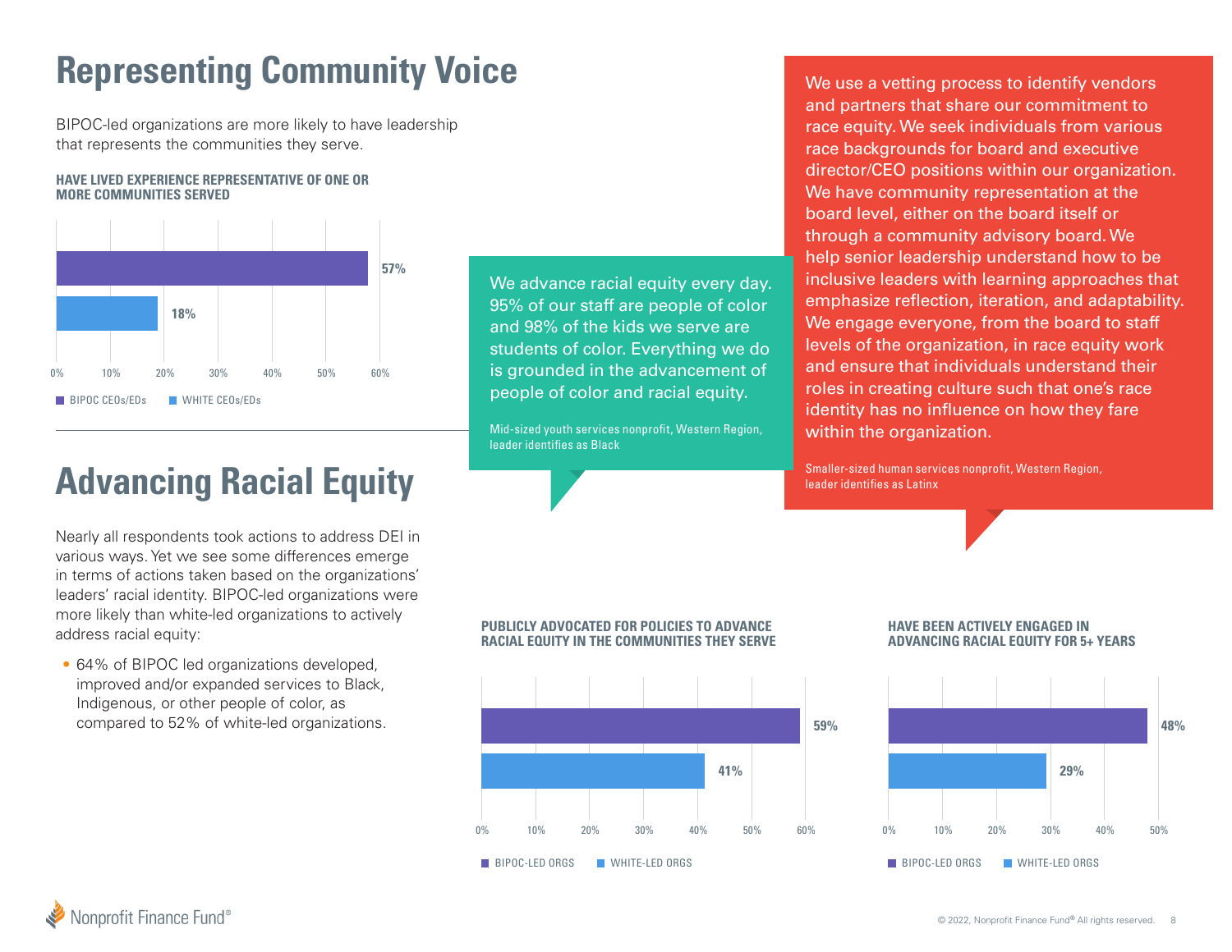# Representing Community Voice

BIPOC-led organizations are more likely to have leadership that represents the communities they serve.

**HAVE LIVED EXPERIENCE REPRESENTATIVE OF ONE OR MORE COMMUNITIES SERVED**

| | % |
|---|---|
| BIPOC CEOs/EDs | 57% |
| WHITE CEOs/EDs | 18% |

> We advance racial equity every day. 95% of our staff are people of color and 98% of the kids we serve are students of color. Everything we do is grounded in the advancement of people of color and racial equity.
>
> Mid-sized youth services nonprofit, Western Region, leader identifies as Black

> We use a vetting process to identify vendors and partners that share our commitment to race equity. We seek individuals from various race backgrounds for board and executive director/CEO positions within our organization. We have community representation at the board level, either on the board itself or through a community advisory board. We help senior leadership understand how to be inclusive leaders with learning approaches that emphasize reflection, iteration, and adaptability. We engage everyone, from the board to staff levels of the organization, in race equity work and ensure that individuals understand their roles in creating culture such that one's race identity has no influence on how they fare within the organization.
>
> Smaller-sized human services nonprofit, Western Region, leader identifies as Latinx

# Advancing Racial Equity

Nearly all respondents took actions to address DEI in various ways. Yet we see some differences emerge in terms of actions taken based on the organizations' leaders' racial identity. BIPOC-led organizations were more likely than white-led organizations to actively address racial equity:

- 64% of BIPOC led organizations developed, improved and/or expanded services to Black, Indigenous, or other people of color, as compared to 52% of white-led organizations.

**PUBLICLY ADVOCATED FOR POLICIES TO ADVANCE RACIAL EQUITY IN THE COMMUNITIES THEY SERVE**

| | % |
|---|---|
| BIPOC-LED ORGS | 59% |
| WHITE-LED ORGS | 41% |

**HAVE BEEN ACTIVELY ENGAGED IN ADVANCING RACIAL EQUITY FOR 5+ YEARS**

| | % |
|---|---|
| BIPOC-LED ORGS | 48% |
| WHITE-LED ORGS | 29% |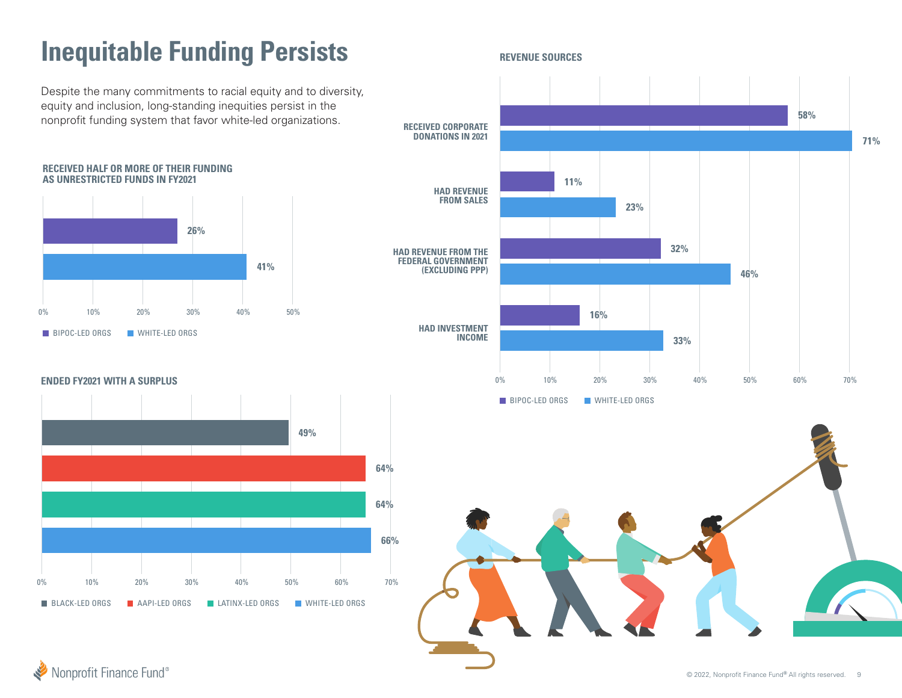# Inequitable Funding Persists

Despite the many commitments to racial equity and to diversity, equity and inclusion, long-standing inequities persist in the nonprofit funding system that favor white-led organizations.

### RECEIVED HALF OR MORE OF THEIR FUNDING AS UNRESTRICTED FUNDS IN FY2021

| | BIPOC-LED ORGS | WHITE-LED ORGS |
|---|---|---|
| Received half or more of their funding as unrestricted funds in FY2021 | 26% | 41% |

### ENDED FY2021 WITH A SURPLUS

| | BLACK-LED ORGS | AAPI-LED ORGS | LATINX-LED ORGS | WHITE-LED ORGS |
|---|---|---|---|---|
| Ended FY2021 with a surplus | 49% | 64% | 64% | 66% |

### REVENUE SOURCES

| | BIPOC-LED ORGS | WHITE-LED ORGS |
|---|---|---|
| RECEIVED CORPORATE DONATIONS IN 2021 | 58% | 71% |
| HAD REVENUE FROM SALES | 11% | 23% |
| HAD REVENUE FROM THE FEDERAL GOVERNMENT (EXCLUDING PPP) | 32% | 46% |
| HAD INVESTMENT INCOME | 16% | 33% |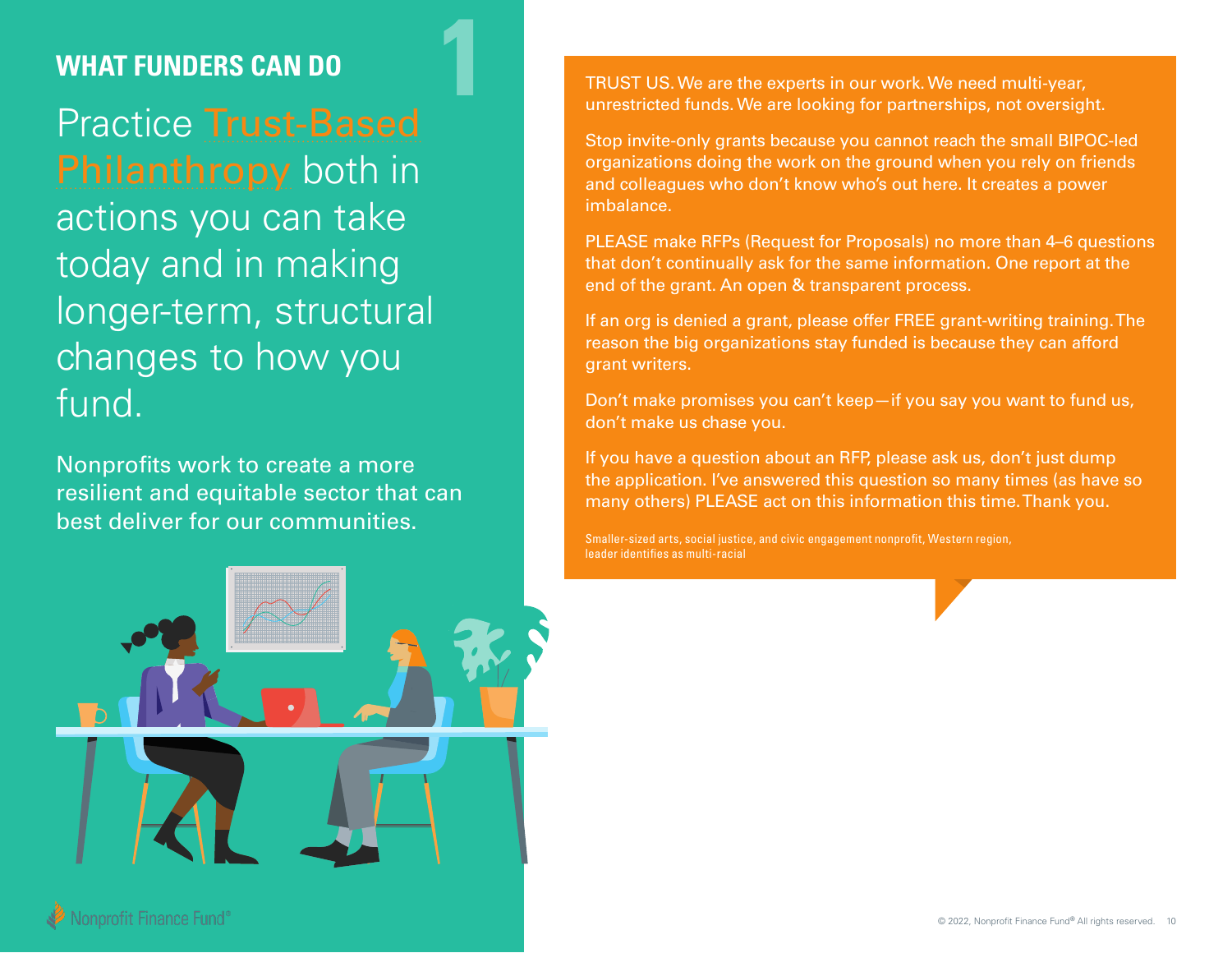## WHAT FUNDERS CAN DO

1

Practice Trust-Based Philanthropy both in actions you can take today and in making longer-term, structural changes to how you fund.

Nonprofits work to create a more resilient and equitable sector that can best deliver for our communities.

TRUST US. We are the experts in our work. We need multi-year, unrestricted funds. We are looking for partnerships, not oversight.

Stop invite-only grants because you cannot reach the small BIPOC-led organizations doing the work on the ground when you rely on friends and colleagues who don't know who's out here. It creates a power imbalance.

PLEASE make RFPs (Request for Proposals) no more than 4–6 questions that don't continually ask for the same information. One report at the end of the grant. An open & transparent process.

If an org is denied a grant, please offer FREE grant-writing training. The reason the big organizations stay funded is because they can afford grant writers.

Don't make promises you can't keep—if you say you want to fund us, don't make us chase you.

If you have a question about an RFP, please ask us, don't just dump the application. I've answered this question so many times (as have so many others) PLEASE act on this information this time. Thank you.

Smaller-sized arts, social justice, and civic engagement nonprofit, Western region, leader identifies as multi-racial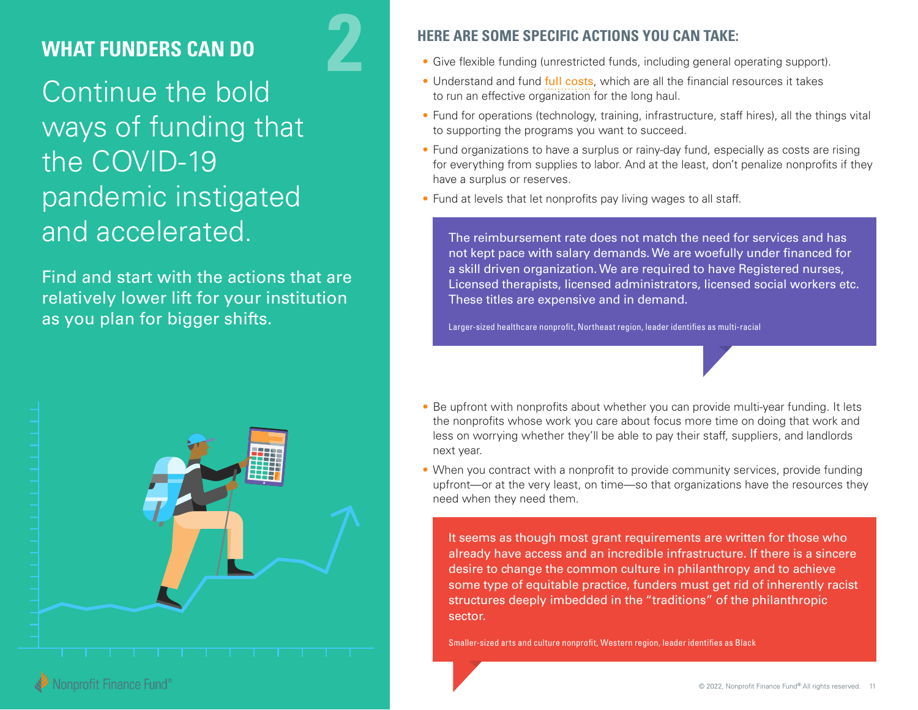## WHAT FUNDERS CAN DO

# 2

Continue the bold ways of funding that the COVID-19 pandemic instigated and accelerated.

Find and start with the actions that are relatively lower lift for your institution as you plan for bigger shifts.

### HERE ARE SOME SPECIFIC ACTIONS YOU CAN TAKE:

- Give flexible funding (unrestricted funds, including general operating support).
- Understand and fund full costs, which are all the financial resources it takes to run an effective organization for the long haul.
- Fund for operations (technology, training, infrastructure, staff hires), all the things vital to supporting the programs you want to succeed.
- Fund organizations to have a surplus or rainy-day fund, especially as costs are rising for everything from supplies to labor. And at the least, don't penalize nonprofits if they have a surplus or reserves.
- Fund at levels that let nonprofits pay living wages to all staff.

> The reimbursement rate does not match the need for services and has not kept pace with salary demands. We are woefully under financed for a skill driven organization. We are required to have Registered nurses, Licensed therapists, licensed administrators, licensed social workers etc. These titles are expensive and in demand.
>
> Larger-sized healthcare nonprofit, Northeast region, leader identifies as multi-racial

- Be upfront with nonprofits about whether you can provide multi-year funding. It lets the nonprofits whose work you care about focus more time on doing that work and less on worrying whether they'll be able to pay their staff, suppliers, and landlords next year.
- When you contract with a nonprofit to provide community services, provide funding upfront—or at the very least, on time—so that organizations have the resources they need when they need them.

> It seems as though most grant requirements are written for those who already have access and an incredible infrastructure. If there is a sincere desire to change the common culture in philanthropy and to achieve some type of equitable practice, funders must get rid of inherently racist structures deeply imbedded in the "traditions" of the philanthropic sector.
>
> Smaller-sized arts and culture nonprofit, Western region, leader identifies as Black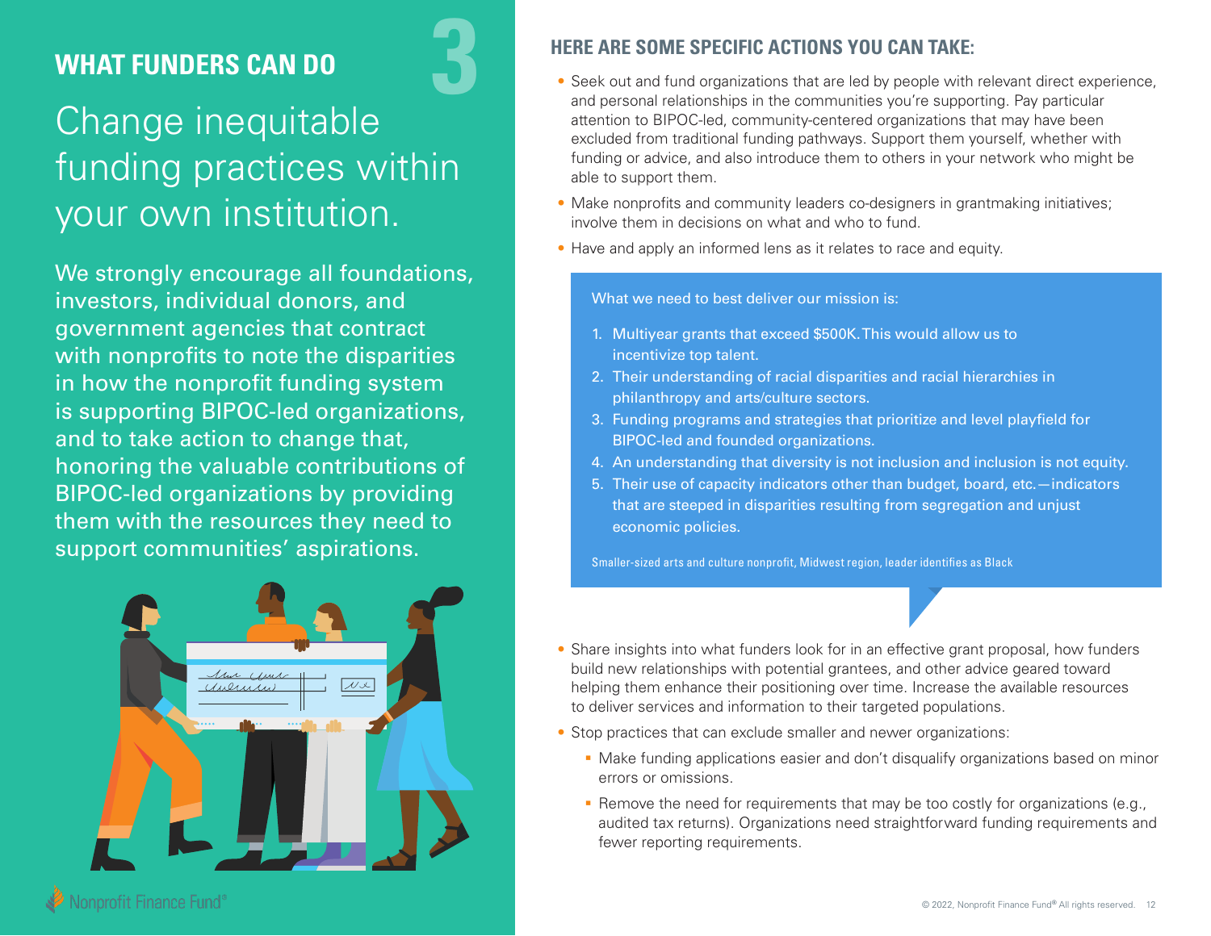## WHAT FUNDERS CAN DO

# 3

# Change inequitable funding practices within your own institution.

We strongly encourage all foundations, investors, individual donors, and government agencies that contract with nonprofits to note the disparities in how the nonprofit funding system is supporting BIPOC-led organizations, and to take action to change that, honoring the valuable contributions of BIPOC-led organizations by providing them with the resources they need to support communities' aspirations.

### HERE ARE SOME SPECIFIC ACTIONS YOU CAN TAKE:

- Seek out and fund organizations that are led by people with relevant direct experience, and personal relationships in the communities you're supporting. Pay particular attention to BIPOC-led, community-centered organizations that may have been excluded from traditional funding pathways. Support them yourself, whether with funding or advice, and also introduce them to others in your network who might be able to support them.
- Make nonprofits and community leaders co-designers in grantmaking initiatives; involve them in decisions on what and who to fund.
- Have and apply an informed lens as it relates to race and equity.

> What we need to best deliver our mission is:
>
> 1. Multiyear grants that exceed $500K. This would allow us to incentivize top talent.
> 2. Their understanding of racial disparities and racial hierarchies in philanthropy and arts/culture sectors.
> 3. Funding programs and strategies that prioritize and level playfield for BIPOC-led and founded organizations.
> 4. An understanding that diversity is not inclusion and inclusion is not equity.
> 5. Their use of capacity indicators other than budget, board, etc.—indicators that are steeped in disparities resulting from segregation and unjust economic policies.
>
> Smaller-sized arts and culture nonprofit, Midwest region, leader identifies as Black

- Share insights into what funders look for in an effective grant proposal, how funders build new relationships with potential grantees, and other advice geared toward helping them enhance their positioning over time. Increase the available resources to deliver services and information to their targeted populations.
- Stop practices that can exclude smaller and newer organizations:
  - Make funding applications easier and don't disqualify organizations based on minor errors or omissions.
  - Remove the need for requirements that may be too costly for organizations (e.g., audited tax returns). Organizations need straightforward funding requirements and fewer reporting requirements.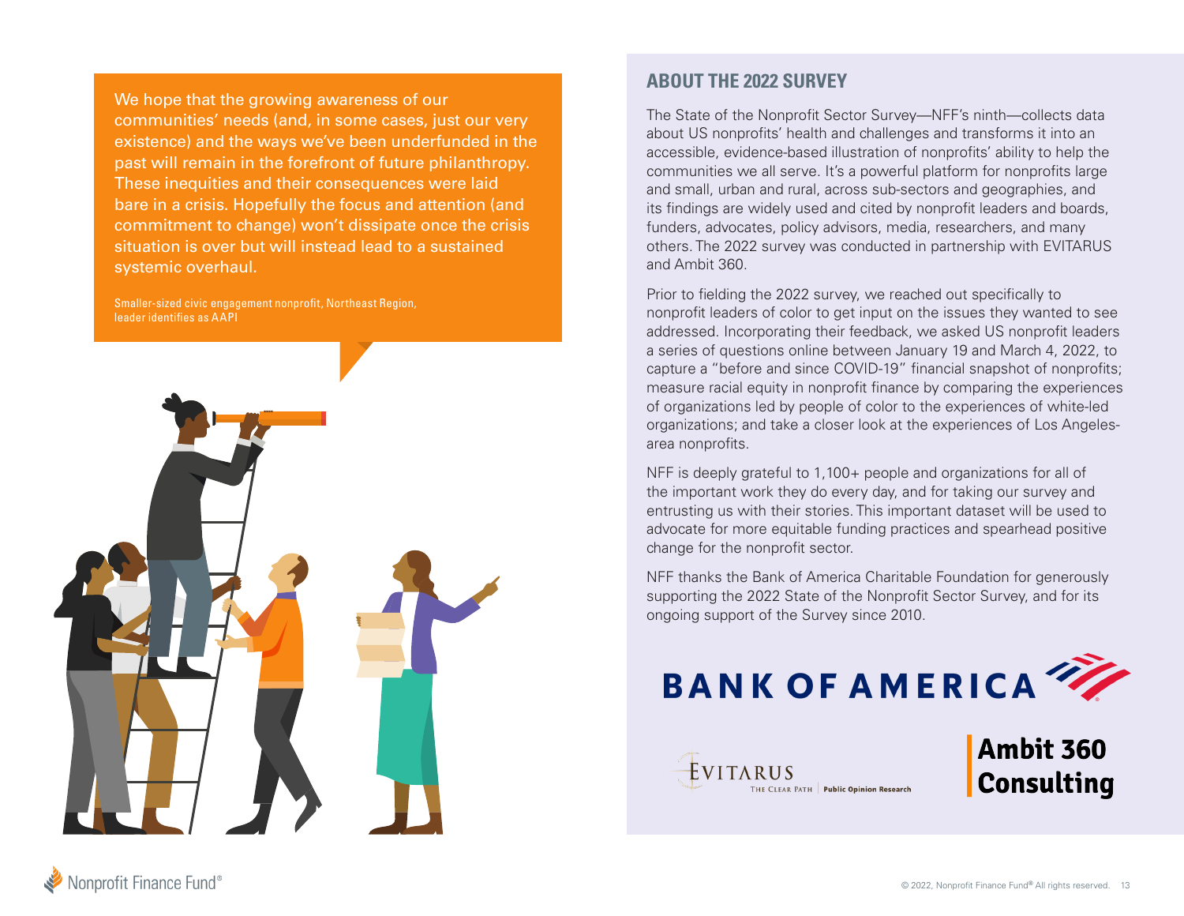> We hope that the growing awareness of our communities' needs (and, in some cases, just our very existence) and the ways we've been underfunded in the past will remain in the forefront of future philanthropy. These inequities and their consequences were laid bare in a crisis. Hopefully the focus and attention (and commitment to change) won't dissipate once the crisis situation is over but will instead lead to a sustained systemic overhaul.
>
> Smaller-sized civic engagement nonprofit, Northeast Region, leader identifies as AAPI

## ABOUT THE 2022 SURVEY

The State of the Nonprofit Sector Survey—NFF's ninth—collects data about US nonprofits' health and challenges and transforms it into an accessible, evidence-based illustration of nonprofits' ability to help the communities we all serve. It's a powerful platform for nonprofits large and small, urban and rural, across sub-sectors and geographies, and its findings are widely used and cited by nonprofit leaders and boards, funders, advocates, policy advisors, media, researchers, and many others. The 2022 survey was conducted in partnership with EVITARUS and Ambit 360.

Prior to fielding the 2022 survey, we reached out specifically to nonprofit leaders of color to get input on the issues they wanted to see addressed. Incorporating their feedback, we asked US nonprofit leaders a series of questions online between January 19 and March 4, 2022, to capture a "before and since COVID-19" financial snapshot of nonprofits; measure racial equity in nonprofit finance by comparing the experiences of organizations led by people of color to the experiences of white-led organizations; and take a closer look at the experiences of Los Angeles-area nonprofits.

NFF is deeply grateful to 1,100+ people and organizations for all of the important work they do every day, and for taking our survey and entrusting us with their stories. This important dataset will be used to advocate for more equitable funding practices and spearhead positive change for the nonprofit sector.

NFF thanks the Bank of America Charitable Foundation for generously supporting the 2022 State of the Nonprofit Sector Survey, and for its ongoing support of the Survey since 2010.

BANK OF AMERICA

EVITARUS — THE CLEAR PATH | Public Opinion Research

Ambit 360 Consulting

Nonprofit Finance Fund®

© 2022, Nonprofit Finance Fund® All rights reserved.